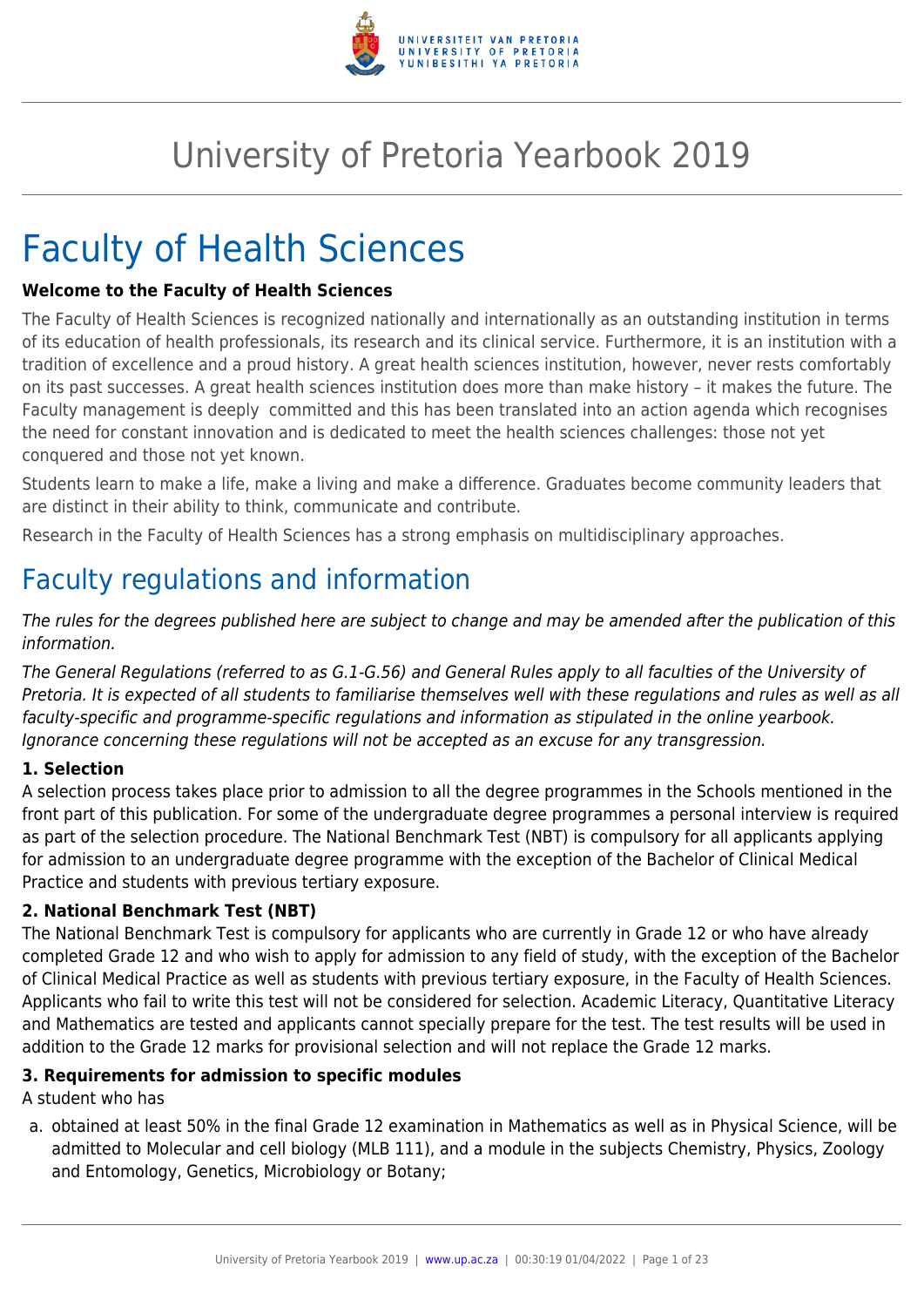# University of Pretoria Yearbook 2019

# Faculty of Health Sciences

**Welcome to the Faculty of Health Sciences**

The Faculty of Health Sciences is recognized nationally and internationally as an outstanding institution in terms of its education of health professionals, its research and its clinical service. Furthermore, it is an institution with a tradition of excellence and a proud history. A great health sciences institution, however, never rests comfortably on its past successes. A great health sciences institution does more than make history – it makes the future. The Faculty management is deeply committed and this has been translated into an action agenda which recognises the need for constant innovation and is dedicated to meet the health sciences challenges: those not yet conquered and those not yet known.

Students learn to make a life, make a living and make a difference. Graduates become community leaders that are distinct in their ability to think, communicate and contribute.

Research in the Faculty of Health Sciences has a strong emphasis on multidisciplinary approaches.

## Faculty regulations and information

*The rules for the degrees published here are subject to change and may be amended after the publication of this information.*

*The General Regulations (referred to as G.1-G.56) and General Rules apply to all faculties of the University of Pretoria. It is expected of all students to familiarise themselves well with these regulations and rules as well as all faculty-specific and programme-specific regulations and information as stipulated in the online yearbook. Ignorance concerning these regulations will not be accepted as an excuse for any transgression.*

**1. Selection**

A selection process takes place prior to admission to all the degree programmes in the Schools mentioned in the front part of this publication. For some of the undergraduate degree programmes a personal interview is required as part of the selection procedure. The National Benchmark Test (NBT) is compulsory for all applicants applying for admission to an undergraduate degree programme with the exception of the Bachelor of Clinical Medical Practice and students with previous tertiary exposure.

**2. National Benchmark Test (NBT)**

The National Benchmark Test is compulsory for applicants who are currently in Grade 12 or who have already completed Grade 12 and who wish to apply for admission to any field of study, with the exception of the Bachelor of Clinical Medical Practice as well as students with previous tertiary exposure, in the Faculty of Health Sciences. Applicants who fail to write this test will not be considered for selection. Academic Literacy, Quantitative Literacy and Mathematics are tested and applicants cannot specially prepare for the test. The test results will be used in addition to the Grade 12 marks for provisional selection and will not replace the Grade 12 marks.

**3. Requirements for admission to specific modules**

A student who has

a. obtained at least 50% in the final Grade 12 examination in Mathematics as well as in Physical Science, will be admitted to Molecular and cell biology (MLB 111), and a module in the subjects Chemistry, Physics, Zoology and Entomology, Genetics, Microbiology or Botany;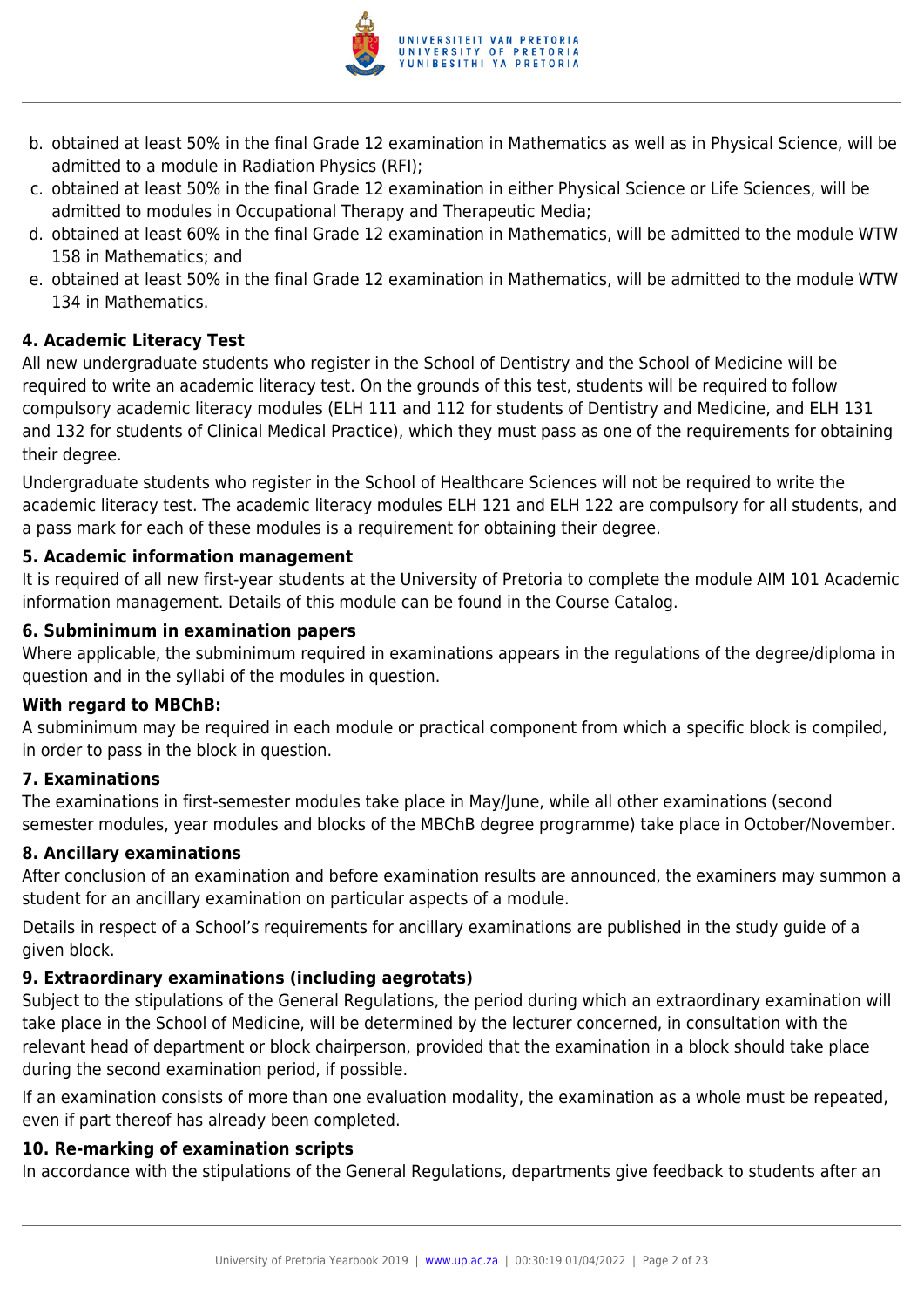b. obtained at least 50% in the final Grade 12 examination in Mathematics as well as in Physical Science, will be admitted to a module in Radiation Physics (RFI);
c. obtained at least 50% in the final Grade 12 examination in either Physical Science or Life Sciences, will be admitted to modules in Occupational Therapy and Therapeutic Media;
d. obtained at least 60% in the final Grade 12 examination in Mathematics, will be admitted to the module WTW 158 in Mathematics; and
e. obtained at least 50% in the final Grade 12 examination in Mathematics, will be admitted to the module WTW 134 in Mathematics.

#### 4. Academic Literacy Test

All new undergraduate students who register in the School of Dentistry and the School of Medicine will be required to write an academic literacy test. On the grounds of this test, students will be required to follow compulsory academic literacy modules (ELH 111 and 112 for students of Dentistry and Medicine, and ELH 131 and 132 for students of Clinical Medical Practice), which they must pass as one of the requirements for obtaining their degree.

Undergraduate students who register in the School of Healthcare Sciences will not be required to write the academic literacy test. The academic literacy modules ELH 121 and ELH 122 are compulsory for all students, and a pass mark for each of these modules is a requirement for obtaining their degree.

#### 5. Academic information management

It is required of all new first-year students at the University of Pretoria to complete the module AIM 101 Academic information management. Details of this module can be found in the Course Catalog.

#### 6. Subminimum in examination papers

Where applicable, the subminimum required in examinations appears in the regulations of the degree/diploma in question and in the syllabi of the modules in question.

#### With regard to MBChB:

A subminimum may be required in each module or practical component from which a specific block is compiled, in order to pass in the block in question.

#### 7. Examinations

The examinations in first-semester modules take place in May/June, while all other examinations (second semester modules, year modules and blocks of the MBChB degree programme) take place in October/November.

#### 8. Ancillary examinations

After conclusion of an examination and before examination results are announced, the examiners may summon a student for an ancillary examination on particular aspects of a module.

Details in respect of a School's requirements for ancillary examinations are published in the study guide of a given block.

#### 9. Extraordinary examinations (including aegrotats)

Subject to the stipulations of the General Regulations, the period during which an extraordinary examination will take place in the School of Medicine, will be determined by the lecturer concerned, in consultation with the relevant head of department or block chairperson, provided that the examination in a block should take place during the second examination period, if possible.

If an examination consists of more than one evaluation modality, the examination as a whole must be repeated, even if part thereof has already been completed.

#### 10. Re-marking of examination scripts

In accordance with the stipulations of the General Regulations, departments give feedback to students after an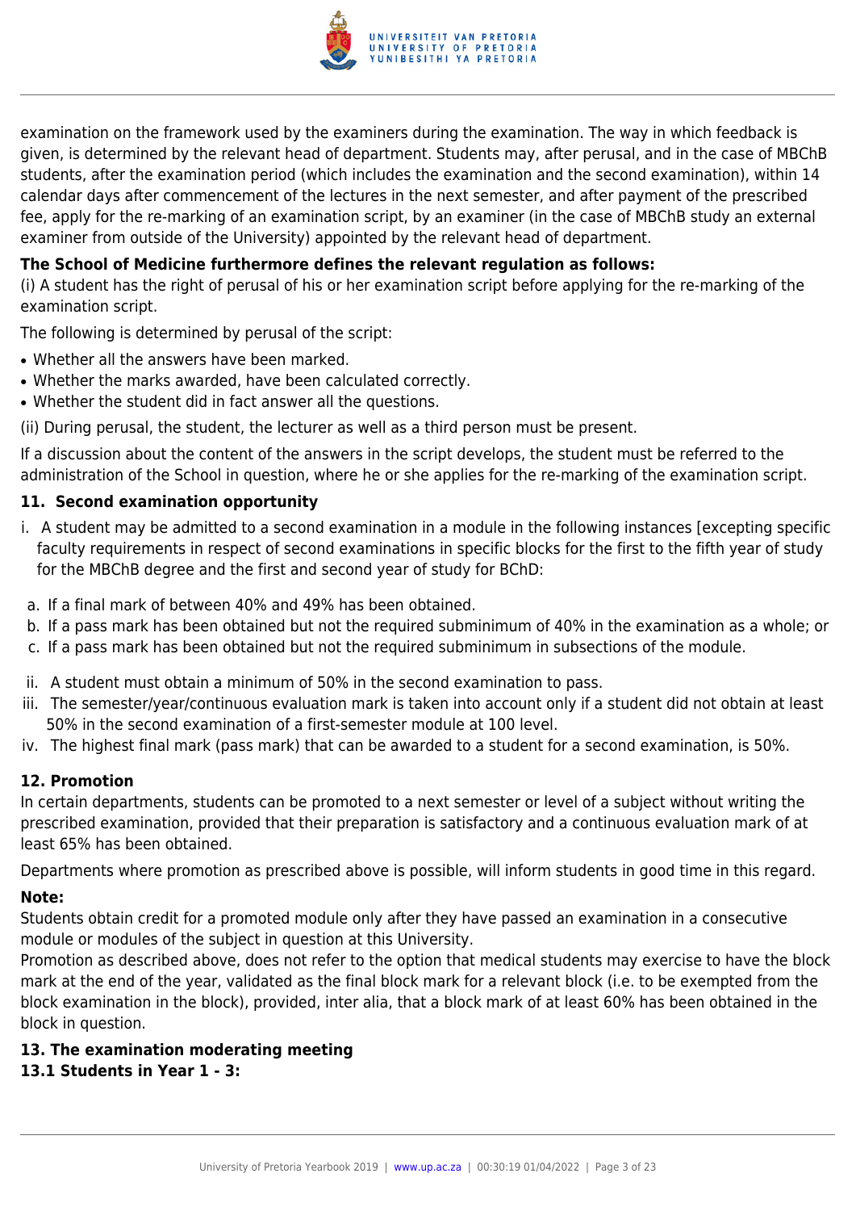examination on the framework used by the examiners during the examination. The way in which feedback is given, is determined by the relevant head of department. Students may, after perusal, and in the case of MBChB students, after the examination period (which includes the examination and the second examination), within 14 calendar days after commencement of the lectures in the next semester, and after payment of the prescribed fee, apply for the re-marking of an examination script, by an examiner (in the case of MBChB study an external examiner from outside of the University) appointed by the relevant head of department.

**The School of Medicine furthermore defines the relevant regulation as follows:**

(i) A student has the right of perusal of his or her examination script before applying for the re-marking of the examination script.

The following is determined by perusal of the script:

- Whether all the answers have been marked.
- Whether the marks awarded, have been calculated correctly.
- Whether the student did in fact answer all the questions.

(ii) During perusal, the student, the lecturer as well as a third person must be present.

If a discussion about the content of the answers in the script develops, the student must be referred to the administration of the School in question, where he or she applies for the re-marking of the examination script.

### 11. Second examination opportunity

i. A student may be admitted to a second examination in a module in the following instances [excepting specific faculty requirements in respect of second examinations in specific blocks for the first to the fifth year of study for the MBChB degree and the first and second year of study for BChD:

  a. If a final mark of between 40% and 49% has been obtained.
  b. If a pass mark has been obtained but not the required subminimum of 40% in the examination as a whole; or
  c. If a pass mark has been obtained but not the required subminimum in subsections of the module.

ii. A student must obtain a minimum of 50% in the second examination to pass.

iii. The semester/year/continuous evaluation mark is taken into account only if a student did not obtain at least 50% in the second examination of a first-semester module at 100 level.

iv. The highest final mark (pass mark) that can be awarded to a student for a second examination, is 50%.

### 12. Promotion

In certain departments, students can be promoted to a next semester or level of a subject without writing the prescribed examination, provided that their preparation is satisfactory and a continuous evaluation mark of at least 65% has been obtained.

Departments where promotion as prescribed above is possible, will inform students in good time in this regard.

**Note:**

Students obtain credit for a promoted module only after they have passed an examination in a consecutive module or modules of the subject in question at this University.

Promotion as described above, does not refer to the option that medical students may exercise to have the block mark at the end of the year, validated as the final block mark for a relevant block (i.e. to be exempted from the block examination in the block), provided, inter alia, that a block mark of at least 60% has been obtained in the block in question.

### 13. The examination moderating meeting

### 13.1 Students in Year 1 - 3: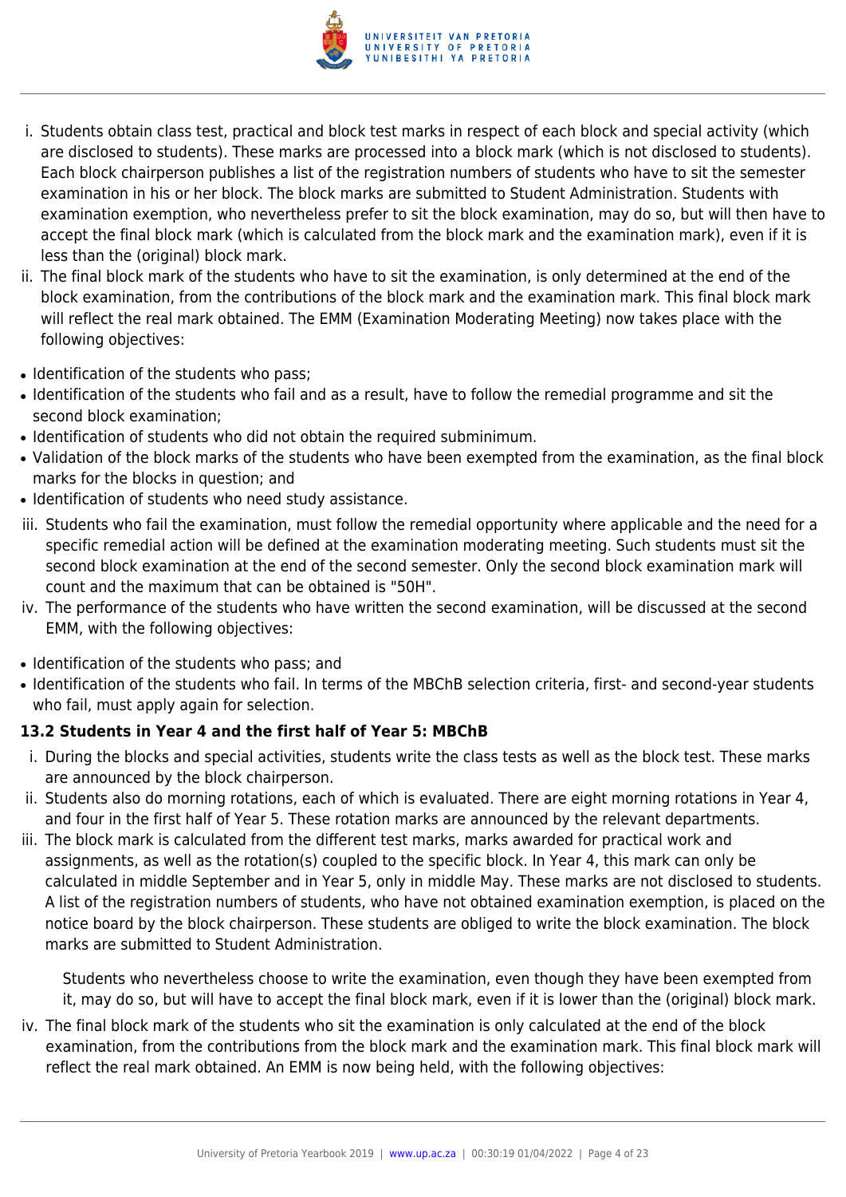i. Students obtain class test, practical and block test marks in respect of each block and special activity (which are disclosed to students). These marks are processed into a block mark (which is not disclosed to students). Each block chairperson publishes a list of the registration numbers of students who have to sit the semester examination in his or her block. The block marks are submitted to Student Administration. Students with examination exemption, who nevertheless prefer to sit the block examination, may do so, but will then have to accept the final block mark (which is calculated from the block mark and the examination mark), even if it is less than the (original) block mark.

ii. The final block mark of the students who have to sit the examination, is only determined at the end of the block examination, from the contributions of the block mark and the examination mark. This final block mark will reflect the real mark obtained. The EMM (Examination Moderating Meeting) now takes place with the following objectives:

- Identification of the students who pass;
- Identification of the students who fail and as a result, have to follow the remedial programme and sit the second block examination;
- Identification of students who did not obtain the required subminimum.
- Validation of the block marks of the students who have been exempted from the examination, as the final block marks for the blocks in question; and
- Identification of students who need study assistance.

iii. Students who fail the examination, must follow the remedial opportunity where applicable and the need for a specific remedial action will be defined at the examination moderating meeting. Such students must sit the second block examination at the end of the second semester. Only the second block examination mark will count and the maximum that can be obtained is "50H".

iv. The performance of the students who have written the second examination, will be discussed at the second EMM, with the following objectives:

- Identification of the students who pass; and
- Identification of the students who fail. In terms of the MBChB selection criteria, first- and second-year students who fail, must apply again for selection.

### 13.2 Students in Year 4 and the first half of Year 5: MBChB

i. During the blocks and special activities, students write the class tests as well as the block test. These marks are announced by the block chairperson.

ii. Students also do morning rotations, each of which is evaluated. There are eight morning rotations in Year 4, and four in the first half of Year 5. These rotation marks are announced by the relevant departments.

iii. The block mark is calculated from the different test marks, marks awarded for practical work and assignments, as well as the rotation(s) coupled to the specific block. In Year 4, this mark can only be calculated in middle September and in Year 5, only in middle May. These marks are not disclosed to students. A list of the registration numbers of students, who have not obtained examination exemption, is placed on the notice board by the block chairperson. These students are obliged to write the block examination. The block marks are submitted to Student Administration.

   Students who nevertheless choose to write the examination, even though they have been exempted from it, may do so, but will have to accept the final block mark, even if it is lower than the (original) block mark.

iv. The final block mark of the students who sit the examination is only calculated at the end of the block examination, from the contributions from the block mark and the examination mark. This final block mark will reflect the real mark obtained. An EMM is now being held, with the following objectives: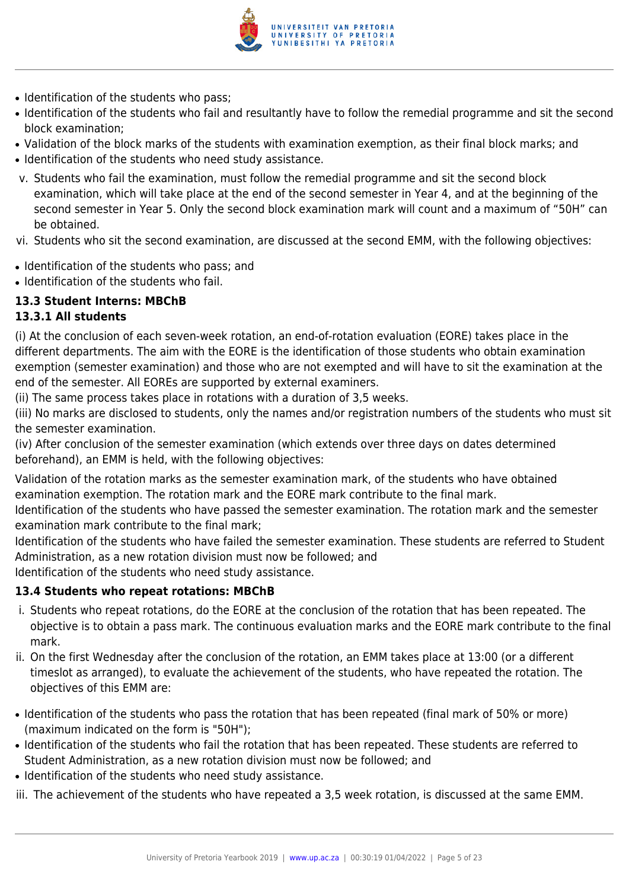- Identification of the students who pass;
- Identification of the students who fail and resultantly have to follow the remedial programme and sit the second block examination;
- Validation of the block marks of the students with examination exemption, as their final block marks; and
- Identification of the students who need study assistance.

v. Students who fail the examination, must follow the remedial programme and sit the second block examination, which will take place at the end of the second semester in Year 4, and at the beginning of the second semester in Year 5. Only the second block examination mark will count and a maximum of "50H" can be obtained.

vi. Students who sit the second examination, are discussed at the second EMM, with the following objectives:

- Identification of the students who pass; and
- Identification of the students who fail.

### 13.3 Student Interns: MBChB

#### 13.3.1 All students

(i) At the conclusion of each seven-week rotation, an end-of-rotation evaluation (EORE) takes place in the different departments. The aim with the EORE is the identification of those students who obtain examination exemption (semester examination) and those who are not exempted and will have to sit the examination at the end of the semester. All EOREs are supported by external examiners.

(ii) The same process takes place in rotations with a duration of 3,5 weeks.

(iii) No marks are disclosed to students, only the names and/or registration numbers of the students who must sit the semester examination.

(iv) After conclusion of the semester examination (which extends over three days on dates determined beforehand), an EMM is held, with the following objectives:

Validation of the rotation marks as the semester examination mark, of the students who have obtained examination exemption. The rotation mark and the EORE mark contribute to the final mark.

Identification of the students who have passed the semester examination. The rotation mark and the semester examination mark contribute to the final mark;

Identification of the students who have failed the semester examination. These students are referred to Student Administration, as a new rotation division must now be followed; and

Identification of the students who need study assistance.

### 13.4 Students who repeat rotations: MBChB

i. Students who repeat rotations, do the EORE at the conclusion of the rotation that has been repeated. The objective is to obtain a pass mark. The continuous evaluation marks and the EORE mark contribute to the final mark.

ii. On the first Wednesday after the conclusion of the rotation, an EMM takes place at 13:00 (or a different timeslot as arranged), to evaluate the achievement of the students, who have repeated the rotation. The objectives of this EMM are:

- Identification of the students who pass the rotation that has been repeated (final mark of 50% or more) (maximum indicated on the form is "50H");
- Identification of the students who fail the rotation that has been repeated. These students are referred to Student Administration, as a new rotation division must now be followed; and
- Identification of the students who need study assistance.

iii. The achievement of the students who have repeated a 3,5 week rotation, is discussed at the same EMM.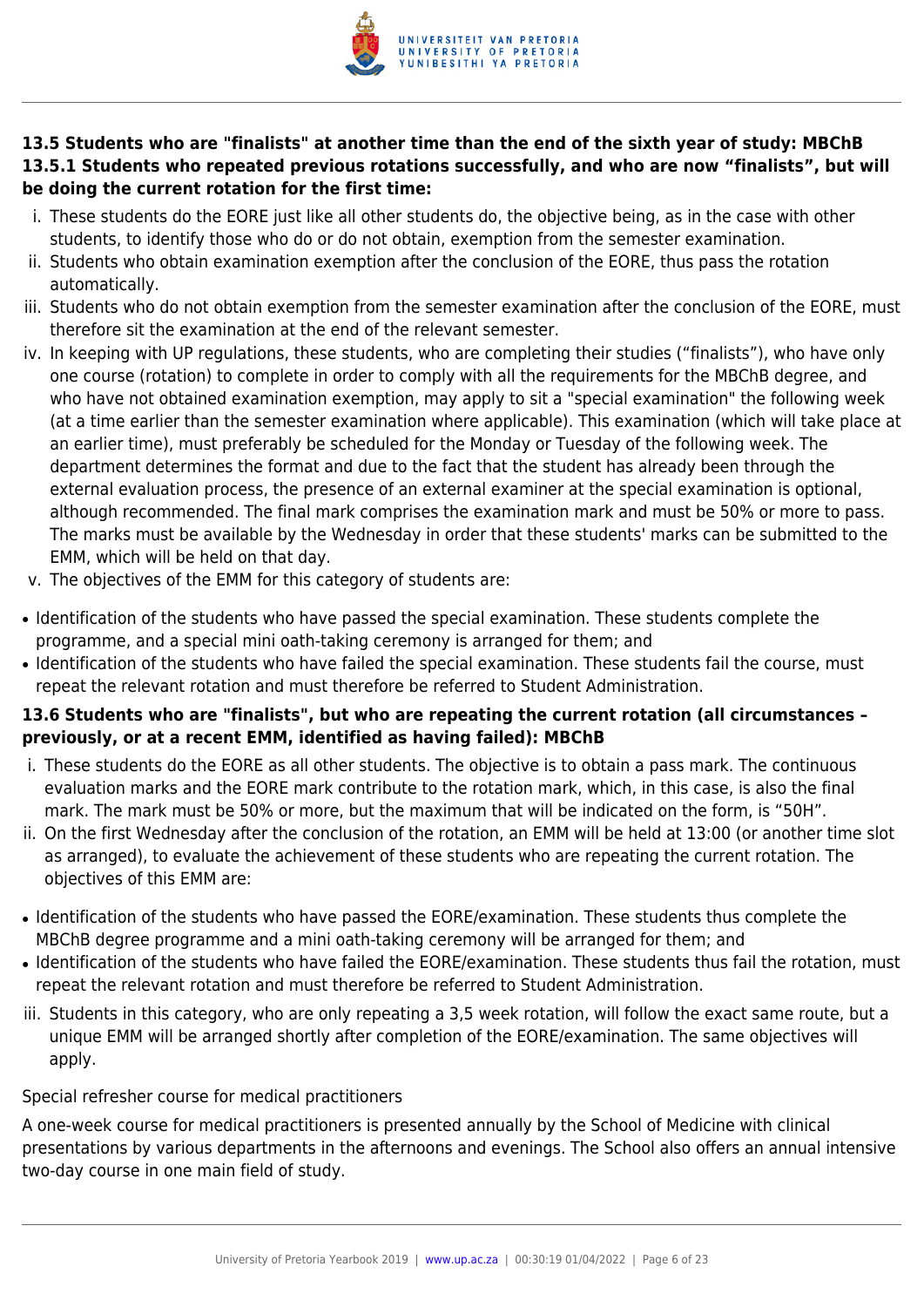**13.5 Students who are "finalists" at another time than the end of the sixth year of study: MBChB**
**13.5.1 Students who repeated previous rotations successfully, and who are now "finalists", but will be doing the current rotation for the first time:**

i. These students do the EORE just like all other students do, the objective being, as in the case with other students, to identify those who do or do not obtain, exemption from the semester examination.
ii. Students who obtain examination exemption after the conclusion of the EORE, thus pass the rotation automatically.
iii. Students who do not obtain exemption from the semester examination after the conclusion of the EORE, must therefore sit the examination at the end of the relevant semester.
iv. In keeping with UP regulations, these students, who are completing their studies ("finalists"), who have only one course (rotation) to complete in order to comply with all the requirements for the MBChB degree, and who have not obtained examination exemption, may apply to sit a "special examination" the following week (at a time earlier than the semester examination where applicable). This examination (which will take place at an earlier time), must preferably be scheduled for the Monday or Tuesday of the following week. The department determines the format and due to the fact that the student has already been through the external evaluation process, the presence of an external examiner at the special examination is optional, although recommended. The final mark comprises the examination mark and must be 50% or more to pass. The marks must be available by the Wednesday in order that these students' marks can be submitted to the EMM, which will be held on that day.
v. The objectives of the EMM for this category of students are:

- Identification of the students who have passed the special examination. These students complete the programme, and a special mini oath-taking ceremony is arranged for them; and
- Identification of the students who have failed the special examination. These students fail the course, must repeat the relevant rotation and must therefore be referred to Student Administration.

**13.6 Students who are "finalists", but who are repeating the current rotation (all circumstances – previously, or at a recent EMM, identified as having failed): MBChB**

i. These students do the EORE as all other students. The objective is to obtain a pass mark. The continuous evaluation marks and the EORE mark contribute to the rotation mark, which, in this case, is also the final mark. The mark must be 50% or more, but the maximum that will be indicated on the form, is "50H".
ii. On the first Wednesday after the conclusion of the rotation, an EMM will be held at 13:00 (or another time slot as arranged), to evaluate the achievement of these students who are repeating the current rotation. The objectives of this EMM are:

- Identification of the students who have passed the EORE/examination. These students thus complete the MBChB degree programme and a mini oath-taking ceremony will be arranged for them; and
- Identification of the students who have failed the EORE/examination. These students thus fail the rotation, must repeat the relevant rotation and must therefore be referred to Student Administration.

iii. Students in this category, who are only repeating a 3,5 week rotation, will follow the exact same route, but a unique EMM will be arranged shortly after completion of the EORE/examination. The same objectives will apply.

Special refresher course for medical practitioners

A one-week course for medical practitioners is presented annually by the School of Medicine with clinical presentations by various departments in the afternoons and evenings. The School also offers an annual intensive two-day course in one main field of study.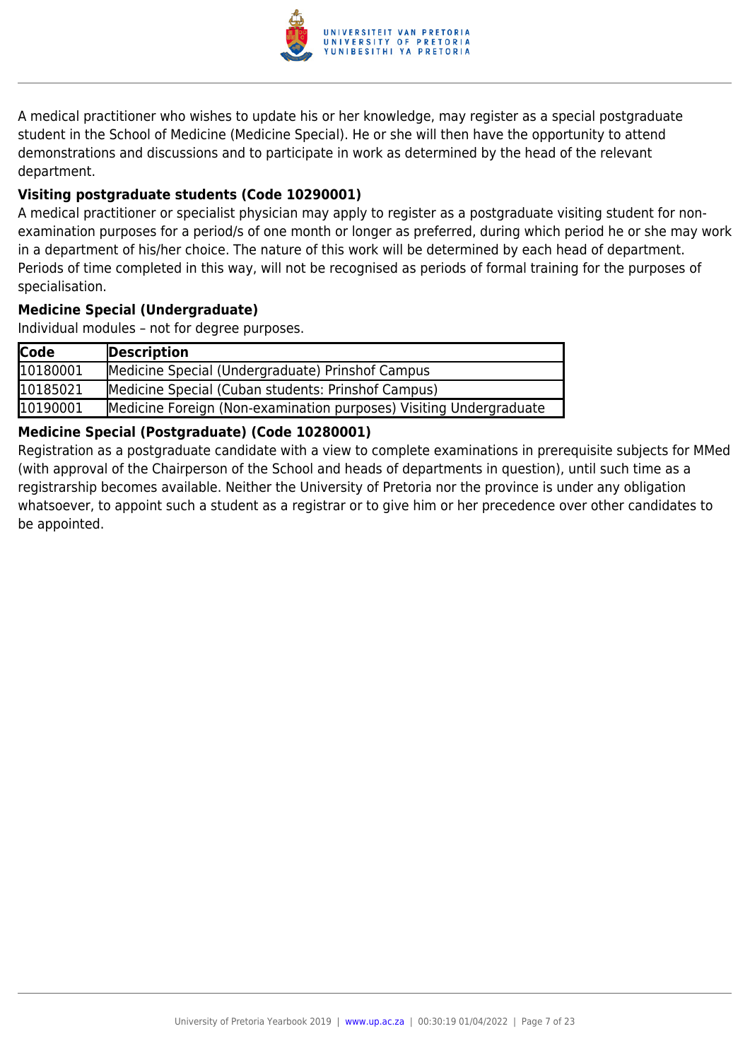A medical practitioner who wishes to update his or her knowledge, may register as a special postgraduate student in the School of Medicine (Medicine Special). He or she will then have the opportunity to attend demonstrations and discussions and to participate in work as determined by the head of the relevant department.

**Visiting postgraduate students (Code 10290001)**

A medical practitioner or specialist physician may apply to register as a postgraduate visiting student for non-examination purposes for a period/s of one month or longer as preferred, during which period he or she may work in a department of his/her choice. The nature of this work will be determined by each head of department. Periods of time completed in this way, will not be recognised as periods of formal training for the purposes of specialisation.

**Medicine Special (Undergraduate)**

Individual modules – not for degree purposes.

| Code | Description |
| --- | --- |
| 10180001 | Medicine Special (Undergraduate) Prinshof Campus |
| 10185021 | Medicine Special (Cuban students: Prinshof Campus) |
| 10190001 | Medicine Foreign (Non-examination purposes) Visiting Undergraduate |

**Medicine Special (Postgraduate) (Code 10280001)**

Registration as a postgraduate candidate with a view to complete examinations in prerequisite subjects for MMed (with approval of the Chairperson of the School and heads of departments in question), until such time as a registrarship becomes available. Neither the University of Pretoria nor the province is under any obligation whatsoever, to appoint such a student as a registrar or to give him or her precedence over other candidates to be appointed.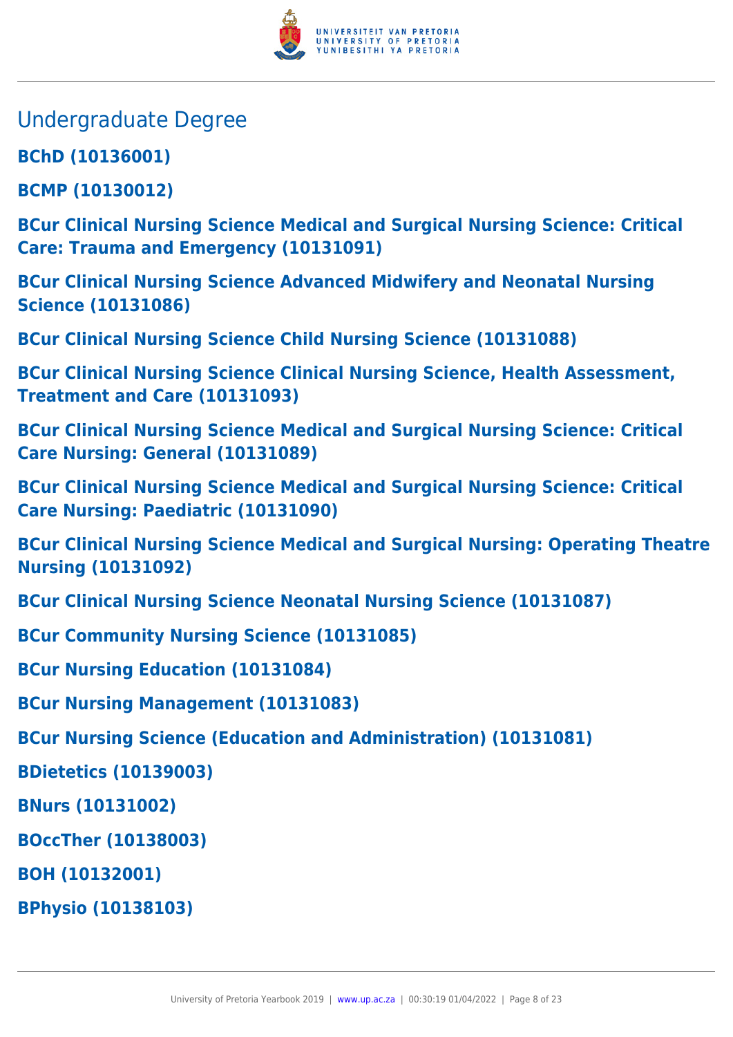## Undergraduate Degree

**BChD (10136001)**

**BCMP (10130012)**

**BCur Clinical Nursing Science Medical and Surgical Nursing Science: Critical Care: Trauma and Emergency (10131091)**

**BCur Clinical Nursing Science Advanced Midwifery and Neonatal Nursing Science (10131086)**

**BCur Clinical Nursing Science Child Nursing Science (10131088)**

**BCur Clinical Nursing Science Clinical Nursing Science, Health Assessment, Treatment and Care (10131093)**

**BCur Clinical Nursing Science Medical and Surgical Nursing Science: Critical Care Nursing: General (10131089)**

**BCur Clinical Nursing Science Medical and Surgical Nursing Science: Critical Care Nursing: Paediatric (10131090)**

**BCur Clinical Nursing Science Medical and Surgical Nursing: Operating Theatre Nursing (10131092)**

**BCur Clinical Nursing Science Neonatal Nursing Science (10131087)**

**BCur Community Nursing Science (10131085)**

**BCur Nursing Education (10131084)**

**BCur Nursing Management (10131083)**

**BCur Nursing Science (Education and Administration) (10131081)**

**BDietetics (10139003)**

**BNurs (10131002)**

**BOccTher (10138003)**

**BOH (10132001)**

**BPhysio (10138103)**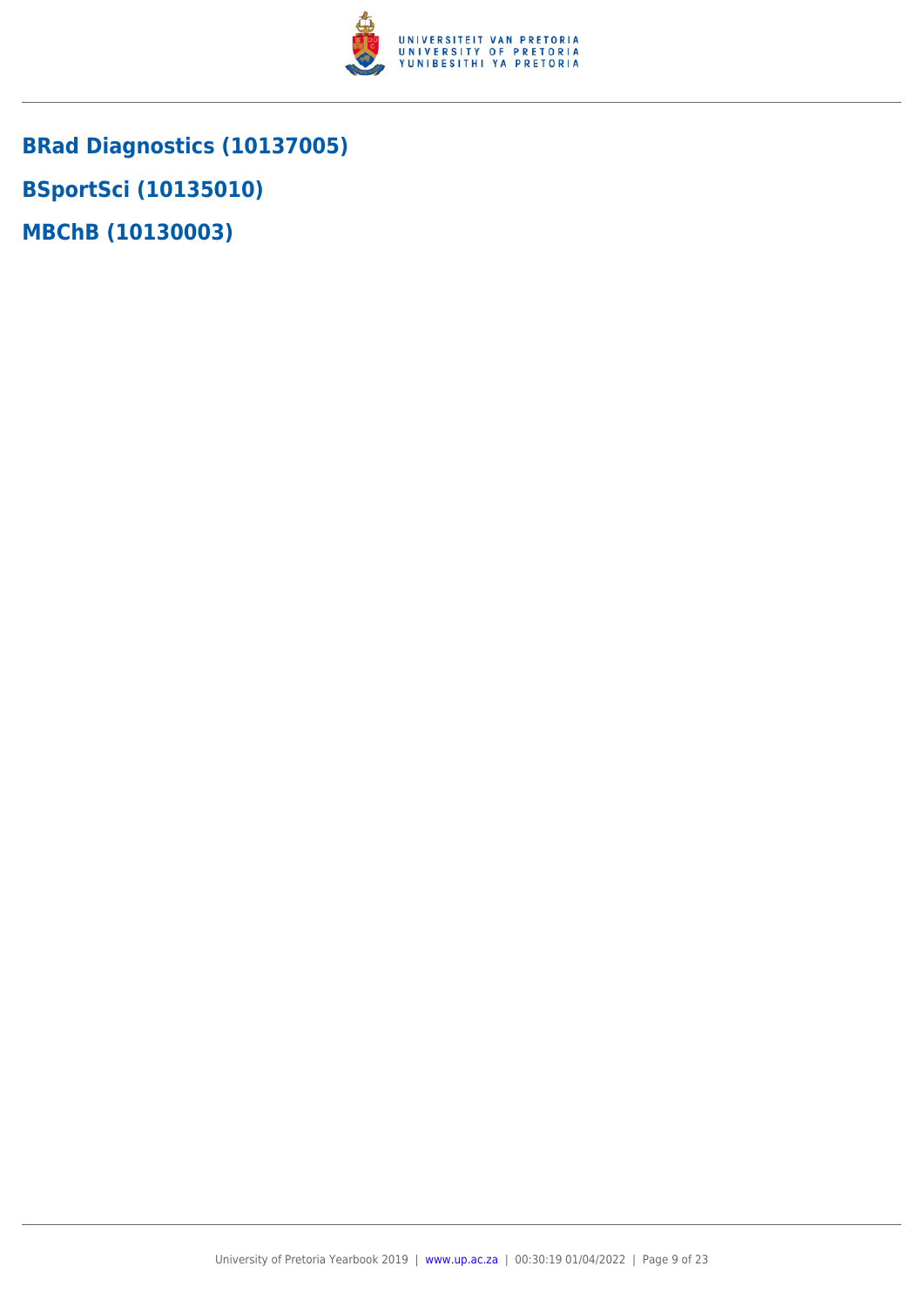## BRad Diagnostics (10137005)

## BSportSci (10135010)

## MBChB (10130003)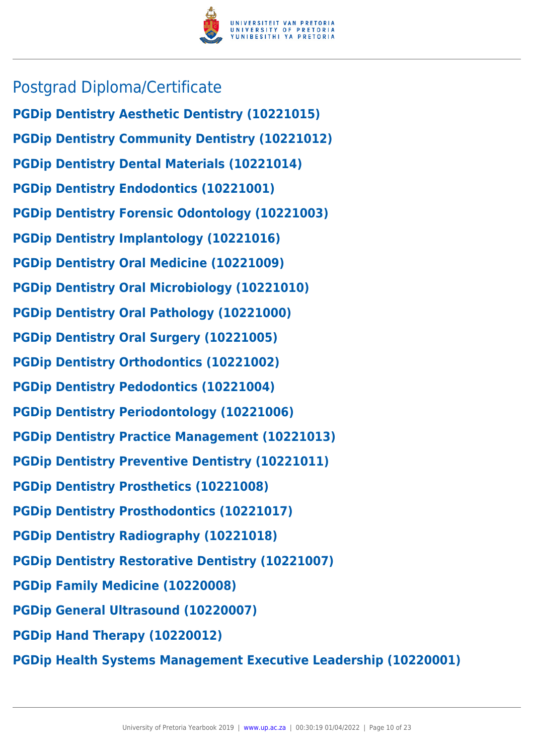## Postgrad Diploma/Certificate

**PGDip Dentistry Aesthetic Dentistry (10221015)**

**PGDip Dentistry Community Dentistry (10221012)**

**PGDip Dentistry Dental Materials (10221014)**

**PGDip Dentistry Endodontics (10221001)**

**PGDip Dentistry Forensic Odontology (10221003)**

**PGDip Dentistry Implantology (10221016)**

**PGDip Dentistry Oral Medicine (10221009)**

**PGDip Dentistry Oral Microbiology (10221010)**

**PGDip Dentistry Oral Pathology (10221000)**

**PGDip Dentistry Oral Surgery (10221005)**

**PGDip Dentistry Orthodontics (10221002)**

**PGDip Dentistry Pedodontics (10221004)**

**PGDip Dentistry Periodontology (10221006)**

**PGDip Dentistry Practice Management (10221013)**

**PGDip Dentistry Preventive Dentistry (10221011)**

**PGDip Dentistry Prosthetics (10221008)**

**PGDip Dentistry Prosthodontics (10221017)**

**PGDip Dentistry Radiography (10221018)**

**PGDip Dentistry Restorative Dentistry (10221007)**

**PGDip Family Medicine (10220008)**

**PGDip General Ultrasound (10220007)**

**PGDip Hand Therapy (10220012)**

**PGDip Health Systems Management Executive Leadership (10220001)**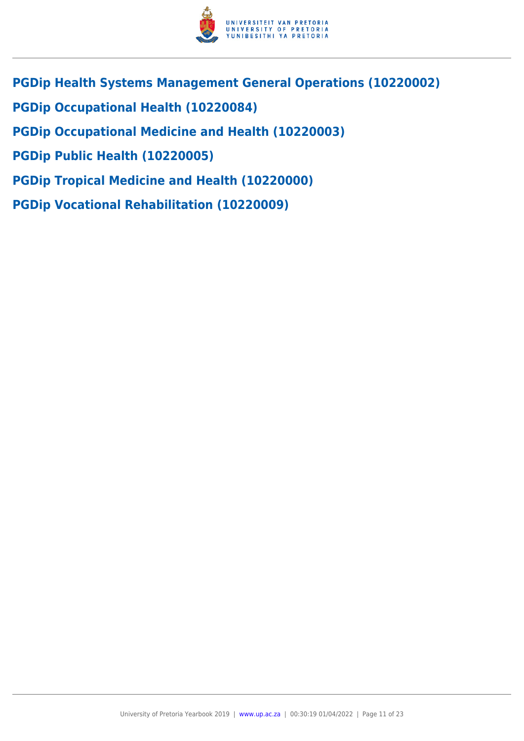## PGDip Health Systems Management General Operations (10220002)

## PGDip Occupational Health (10220084)

## PGDip Occupational Medicine and Health (10220003)

## PGDip Public Health (10220005)

## PGDip Tropical Medicine and Health (10220000)

## PGDip Vocational Rehabilitation (10220009)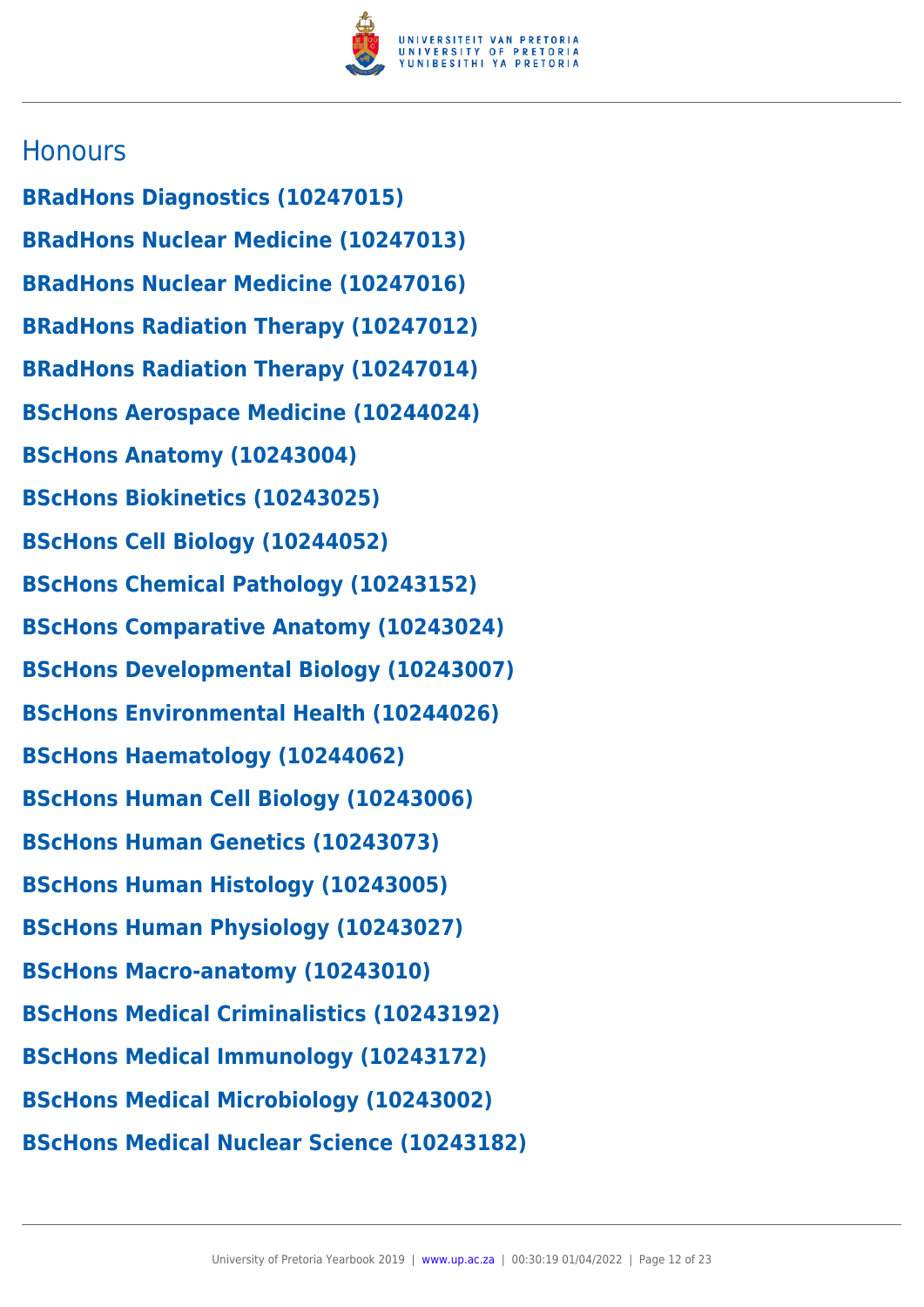## Honours

**BRadHons Diagnostics (10247015)**

**BRadHons Nuclear Medicine (10247013)**

**BRadHons Nuclear Medicine (10247016)**

**BRadHons Radiation Therapy (10247012)**

**BRadHons Radiation Therapy (10247014)**

**BScHons Aerospace Medicine (10244024)**

**BScHons Anatomy (10243004)**

**BScHons Biokinetics (10243025)**

**BScHons Cell Biology (10244052)**

**BScHons Chemical Pathology (10243152)**

**BScHons Comparative Anatomy (10243024)**

**BScHons Developmental Biology (10243007)**

**BScHons Environmental Health (10244026)**

**BScHons Haematology (10244062)**

**BScHons Human Cell Biology (10243006)**

**BScHons Human Genetics (10243073)**

**BScHons Human Histology (10243005)**

**BScHons Human Physiology (10243027)**

**BScHons Macro-anatomy (10243010)**

**BScHons Medical Criminalistics (10243192)**

**BScHons Medical Immunology (10243172)**

**BScHons Medical Microbiology (10243002)**

**BScHons Medical Nuclear Science (10243182)**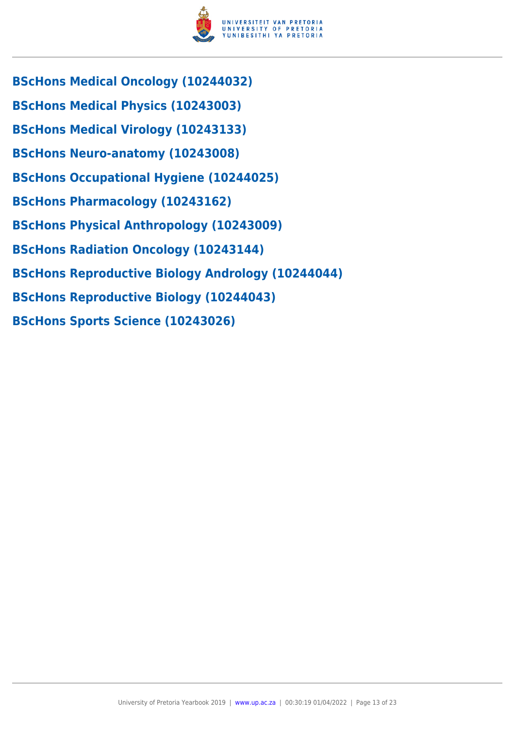**BScHons Medical Oncology (10244032)**

**BScHons Medical Physics (10243003)**

**BScHons Medical Virology (10243133)**

**BScHons Neuro-anatomy (10243008)**

**BScHons Occupational Hygiene (10244025)**

**BScHons Pharmacology (10243162)**

**BScHons Physical Anthropology (10243009)**

**BScHons Radiation Oncology (10243144)**

**BScHons Reproductive Biology Andrology (10244044)**

**BScHons Reproductive Biology (10244043)**

**BScHons Sports Science (10243026)**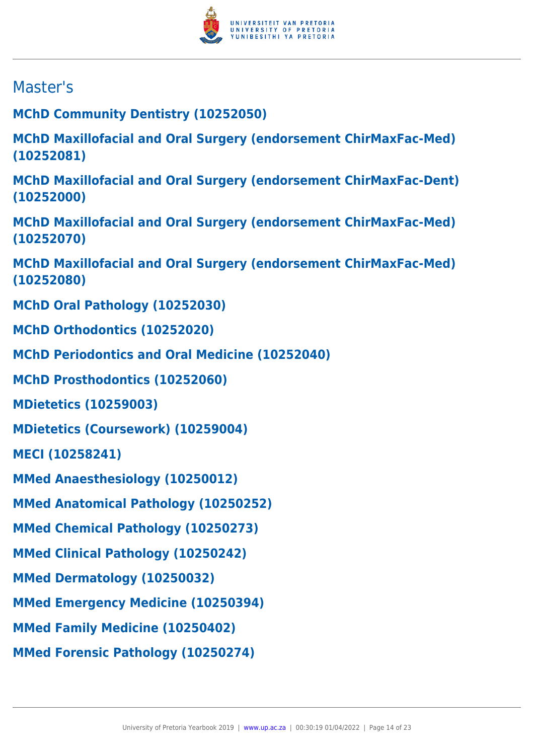## Master's

**MChD Community Dentistry (10252050)**

**MChD Maxillofacial and Oral Surgery (endorsement ChirMaxFac-Med) (10252081)**

**MChD Maxillofacial and Oral Surgery (endorsement ChirMaxFac-Dent) (10252000)**

**MChD Maxillofacial and Oral Surgery (endorsement ChirMaxFac-Med) (10252070)**

**MChD Maxillofacial and Oral Surgery (endorsement ChirMaxFac-Med) (10252080)**

**MChD Oral Pathology (10252030)**

**MChD Orthodontics (10252020)**

**MChD Periodontics and Oral Medicine (10252040)**

**MChD Prosthodontics (10252060)**

**MDietetics (10259003)**

**MDietetics (Coursework) (10259004)**

**MECI (10258241)**

**MMed Anaesthesiology (10250012)**

**MMed Anatomical Pathology (10250252)**

**MMed Chemical Pathology (10250273)**

**MMed Clinical Pathology (10250242)**

**MMed Dermatology (10250032)**

**MMed Emergency Medicine (10250394)**

**MMed Family Medicine (10250402)**

**MMed Forensic Pathology (10250274)**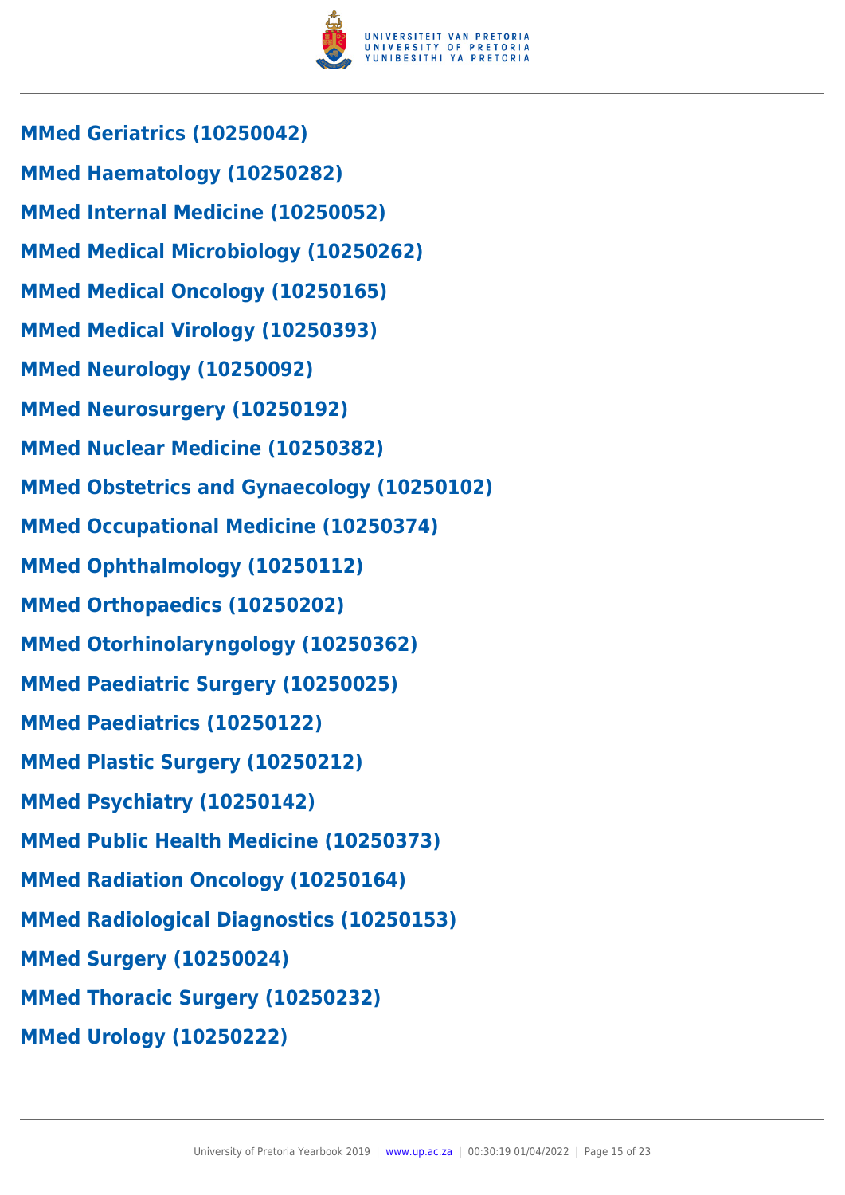**MMed Geriatrics (10250042)**

**MMed Haematology (10250282)**

**MMed Internal Medicine (10250052)**

**MMed Medical Microbiology (10250262)**

**MMed Medical Oncology (10250165)**

**MMed Medical Virology (10250393)**

**MMed Neurology (10250092)**

**MMed Neurosurgery (10250192)**

**MMed Nuclear Medicine (10250382)**

**MMed Obstetrics and Gynaecology (10250102)**

**MMed Occupational Medicine (10250374)**

**MMed Ophthalmology (10250112)**

**MMed Orthopaedics (10250202)**

**MMed Otorhinolaryngology (10250362)**

**MMed Paediatric Surgery (10250025)**

**MMed Paediatrics (10250122)**

**MMed Plastic Surgery (10250212)**

**MMed Psychiatry (10250142)**

**MMed Public Health Medicine (10250373)**

**MMed Radiation Oncology (10250164)**

**MMed Radiological Diagnostics (10250153)**

**MMed Surgery (10250024)**

**MMed Thoracic Surgery (10250232)**

**MMed Urology (10250222)**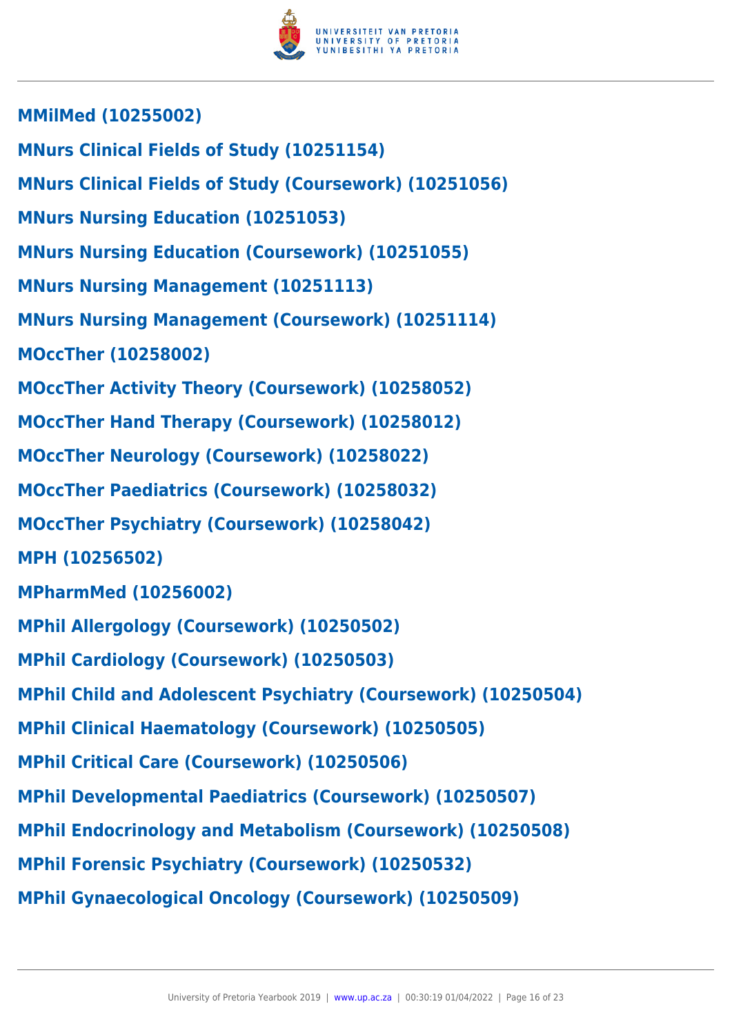**MMilMed (10255002)**

**MNurs Clinical Fields of Study (10251154)**

**MNurs Clinical Fields of Study (Coursework) (10251056)**

**MNurs Nursing Education (10251053)**

**MNurs Nursing Education (Coursework) (10251055)**

**MNurs Nursing Management (10251113)**

**MNurs Nursing Management (Coursework) (10251114)**

**MOccTher (10258002)**

**MOccTher Activity Theory (Coursework) (10258052)**

**MOccTher Hand Therapy (Coursework) (10258012)**

**MOccTher Neurology (Coursework) (10258022)**

**MOccTher Paediatrics (Coursework) (10258032)**

**MOccTher Psychiatry (Coursework) (10258042)**

**MPH (10256502)**

**MPharmMed (10256002)**

**MPhil Allergology (Coursework) (10250502)**

**MPhil Cardiology (Coursework) (10250503)**

**MPhil Child and Adolescent Psychiatry (Coursework) (10250504)**

**MPhil Clinical Haematology (Coursework) (10250505)**

**MPhil Critical Care (Coursework) (10250506)**

**MPhil Developmental Paediatrics (Coursework) (10250507)**

**MPhil Endocrinology and Metabolism (Coursework) (10250508)**

**MPhil Forensic Psychiatry (Coursework) (10250532)**

**MPhil Gynaecological Oncology (Coursework) (10250509)**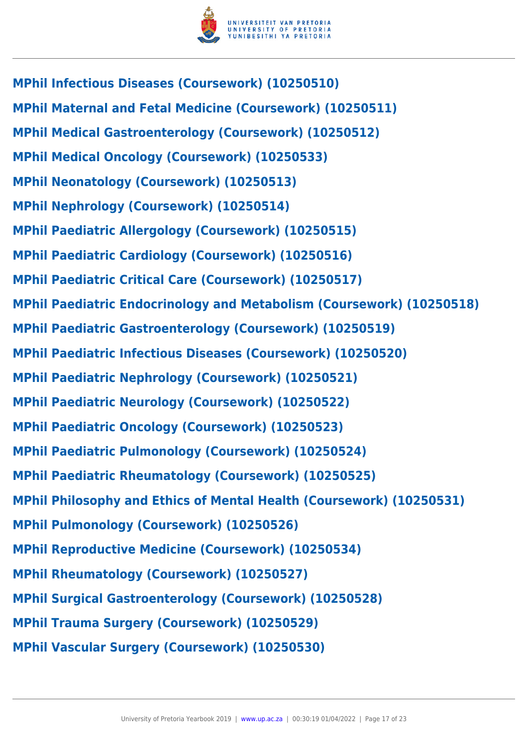**MPhil Infectious Diseases (Coursework) (10250510)**

**MPhil Maternal and Fetal Medicine (Coursework) (10250511)**

**MPhil Medical Gastroenterology (Coursework) (10250512)**

**MPhil Medical Oncology (Coursework) (10250533)**

**MPhil Neonatology (Coursework) (10250513)**

**MPhil Nephrology (Coursework) (10250514)**

**MPhil Paediatric Allergology (Coursework) (10250515)**

**MPhil Paediatric Cardiology (Coursework) (10250516)**

**MPhil Paediatric Critical Care (Coursework) (10250517)**

**MPhil Paediatric Endocrinology and Metabolism (Coursework) (10250518)**

**MPhil Paediatric Gastroenterology (Coursework) (10250519)**

**MPhil Paediatric Infectious Diseases (Coursework) (10250520)**

**MPhil Paediatric Nephrology (Coursework) (10250521)**

**MPhil Paediatric Neurology (Coursework) (10250522)**

**MPhil Paediatric Oncology (Coursework) (10250523)**

**MPhil Paediatric Pulmonology (Coursework) (10250524)**

**MPhil Paediatric Rheumatology (Coursework) (10250525)**

**MPhil Philosophy and Ethics of Mental Health (Coursework) (10250531)**

**MPhil Pulmonology (Coursework) (10250526)**

**MPhil Reproductive Medicine (Coursework) (10250534)**

**MPhil Rheumatology (Coursework) (10250527)**

**MPhil Surgical Gastroenterology (Coursework) (10250528)**

**MPhil Trauma Surgery (Coursework) (10250529)**

**MPhil Vascular Surgery (Coursework) (10250530)**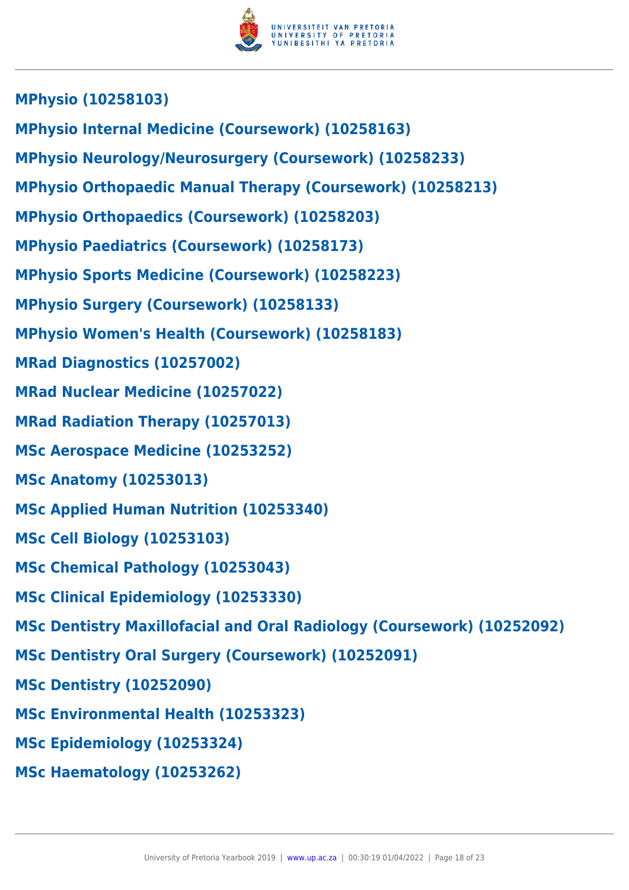**MPhysio (10258103)**

**MPhysio Internal Medicine (Coursework) (10258163)**

**MPhysio Neurology/Neurosurgery (Coursework) (10258233)**

**MPhysio Orthopaedic Manual Therapy (Coursework) (10258213)**

**MPhysio Orthopaedics (Coursework) (10258203)**

**MPhysio Paediatrics (Coursework) (10258173)**

**MPhysio Sports Medicine (Coursework) (10258223)**

**MPhysio Surgery (Coursework) (10258133)**

**MPhysio Women's Health (Coursework) (10258183)**

**MRad Diagnostics (10257002)**

**MRad Nuclear Medicine (10257022)**

**MRad Radiation Therapy (10257013)**

**MSc Aerospace Medicine (10253252)**

**MSc Anatomy (10253013)**

**MSc Applied Human Nutrition (10253340)**

**MSc Cell Biology (10253103)**

**MSc Chemical Pathology (10253043)**

**MSc Clinical Epidemiology (10253330)**

**MSc Dentistry Maxillofacial and Oral Radiology (Coursework) (10252092)**

**MSc Dentistry Oral Surgery (Coursework) (10252091)**

**MSc Dentistry (10252090)**

**MSc Environmental Health (10253323)**

**MSc Epidemiology (10253324)**

**MSc Haematology (10253262)**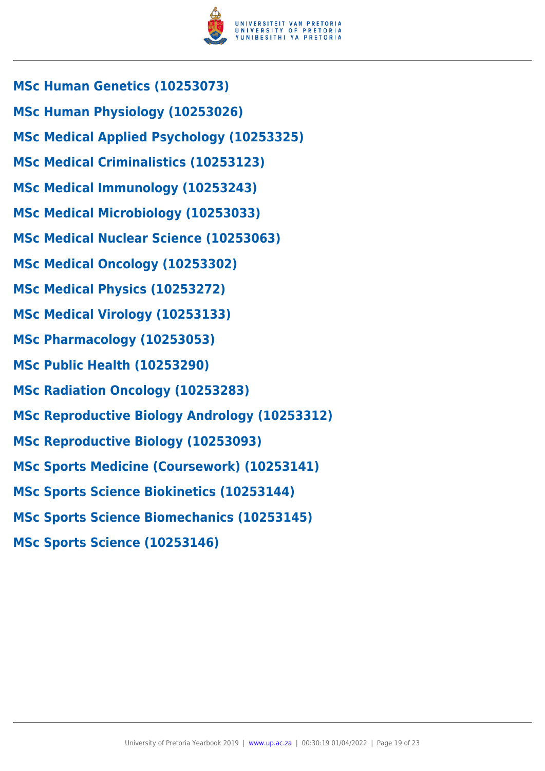**MSc Human Genetics (10253073)**

**MSc Human Physiology (10253026)**

**MSc Medical Applied Psychology (10253325)**

**MSc Medical Criminalistics (10253123)**

**MSc Medical Immunology (10253243)**

**MSc Medical Microbiology (10253033)**

**MSc Medical Nuclear Science (10253063)**

**MSc Medical Oncology (10253302)**

**MSc Medical Physics (10253272)**

**MSc Medical Virology (10253133)**

**MSc Pharmacology (10253053)**

**MSc Public Health (10253290)**

**MSc Radiation Oncology (10253283)**

**MSc Reproductive Biology Andrology (10253312)**

**MSc Reproductive Biology (10253093)**

**MSc Sports Medicine (Coursework) (10253141)**

**MSc Sports Science Biokinetics (10253144)**

**MSc Sports Science Biomechanics (10253145)**

**MSc Sports Science (10253146)**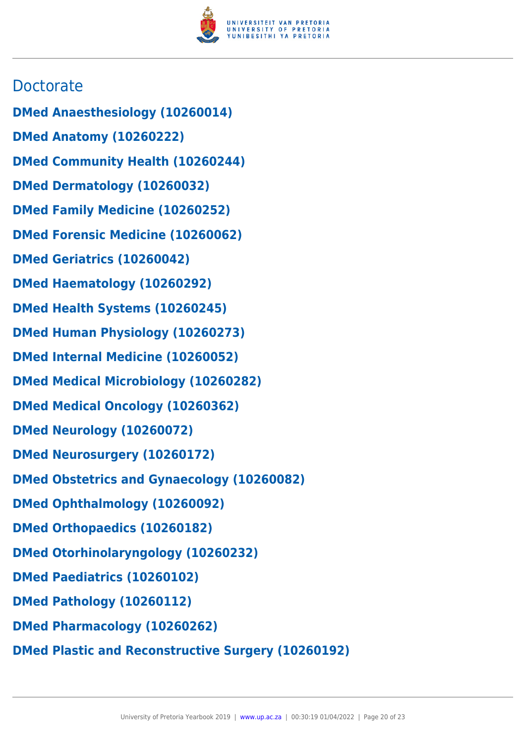## Doctorate

**DMed Anaesthesiology (10260014)**

**DMed Anatomy (10260222)**

**DMed Community Health (10260244)**

**DMed Dermatology (10260032)**

**DMed Family Medicine (10260252)**

**DMed Forensic Medicine (10260062)**

**DMed Geriatrics (10260042)**

**DMed Haematology (10260292)**

**DMed Health Systems (10260245)**

**DMed Human Physiology (10260273)**

**DMed Internal Medicine (10260052)**

**DMed Medical Microbiology (10260282)**

**DMed Medical Oncology (10260362)**

**DMed Neurology (10260072)**

**DMed Neurosurgery (10260172)**

**DMed Obstetrics and Gynaecology (10260082)**

**DMed Ophthalmology (10260092)**

**DMed Orthopaedics (10260182)**

**DMed Otorhinolaryngology (10260232)**

**DMed Paediatrics (10260102)**

**DMed Pathology (10260112)**

**DMed Pharmacology (10260262)**

**DMed Plastic and Reconstructive Surgery (10260192)**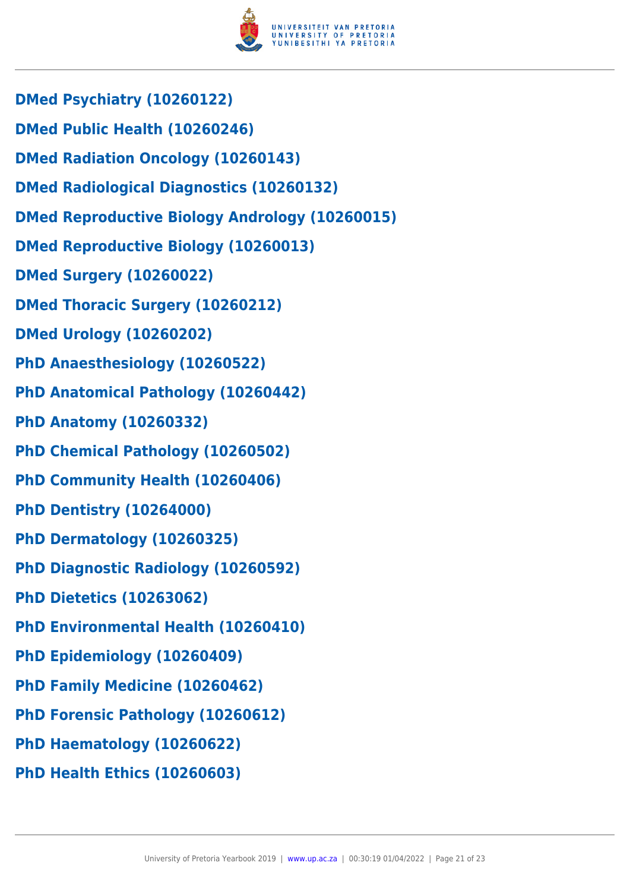**DMed Psychiatry (10260122)**

**DMed Public Health (10260246)**

**DMed Radiation Oncology (10260143)**

**DMed Radiological Diagnostics (10260132)**

**DMed Reproductive Biology Andrology (10260015)**

**DMed Reproductive Biology (10260013)**

**DMed Surgery (10260022)**

**DMed Thoracic Surgery (10260212)**

**DMed Urology (10260202)**

**PhD Anaesthesiology (10260522)**

**PhD Anatomical Pathology (10260442)**

**PhD Anatomy (10260332)**

**PhD Chemical Pathology (10260502)**

**PhD Community Health (10260406)**

**PhD Dentistry (10264000)**

**PhD Dermatology (10260325)**

**PhD Diagnostic Radiology (10260592)**

**PhD Dietetics (10263062)**

**PhD Environmental Health (10260410)**

**PhD Epidemiology (10260409)**

**PhD Family Medicine (10260462)**

**PhD Forensic Pathology (10260612)**

**PhD Haematology (10260622)**

**PhD Health Ethics (10260603)**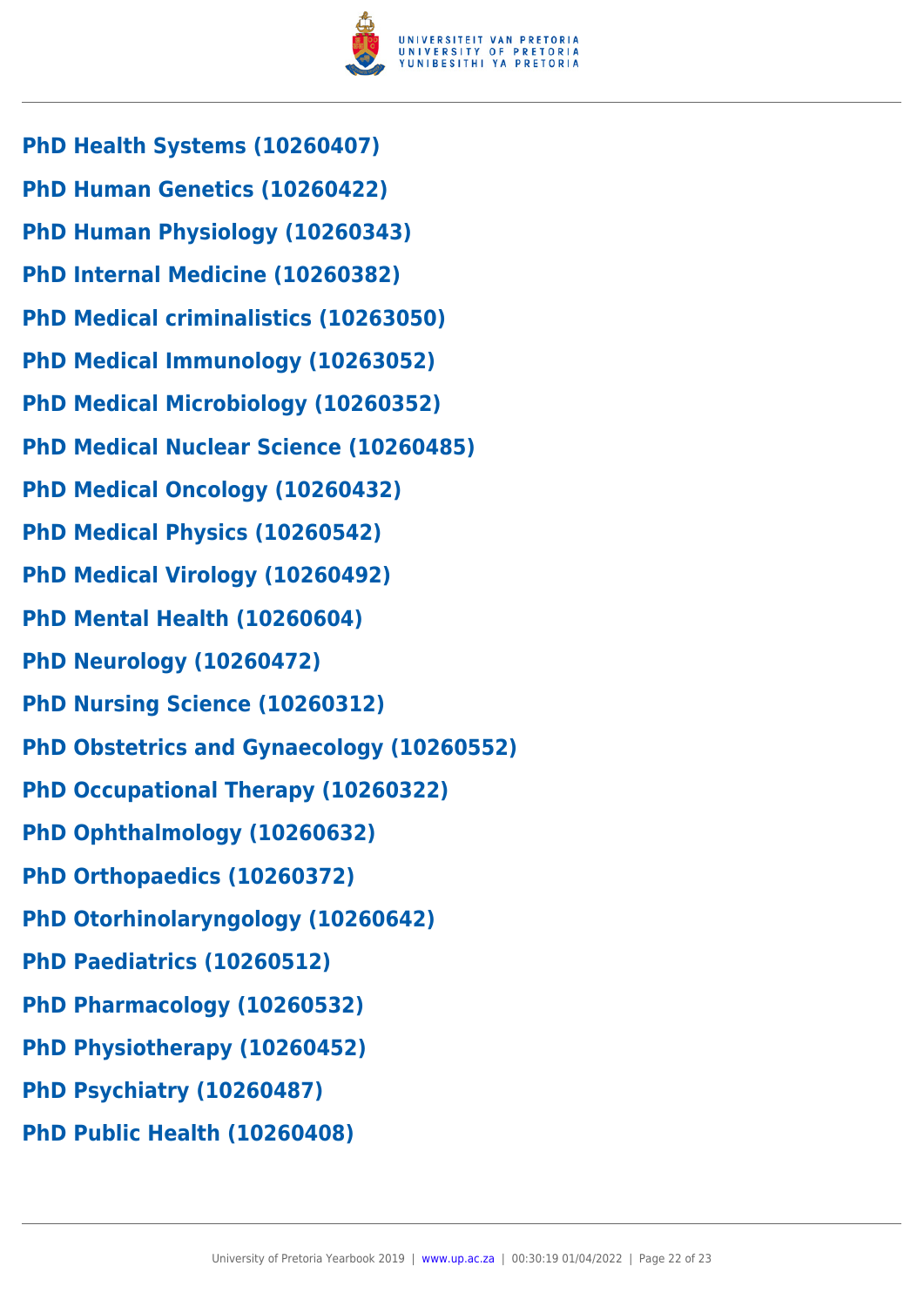**PhD Health Systems (10260407)**

**PhD Human Genetics (10260422)**

**PhD Human Physiology (10260343)**

**PhD Internal Medicine (10260382)**

**PhD Medical criminalistics (10263050)**

**PhD Medical Immunology (10263052)**

**PhD Medical Microbiology (10260352)**

**PhD Medical Nuclear Science (10260485)**

**PhD Medical Oncology (10260432)**

**PhD Medical Physics (10260542)**

**PhD Medical Virology (10260492)**

**PhD Mental Health (10260604)**

**PhD Neurology (10260472)**

**PhD Nursing Science (10260312)**

**PhD Obstetrics and Gynaecology (10260552)**

**PhD Occupational Therapy (10260322)**

**PhD Ophthalmology (10260632)**

**PhD Orthopaedics (10260372)**

**PhD Otorhinolaryngology (10260642)**

**PhD Paediatrics (10260512)**

**PhD Pharmacology (10260532)**

**PhD Physiotherapy (10260452)**

**PhD Psychiatry (10260487)**

**PhD Public Health (10260408)**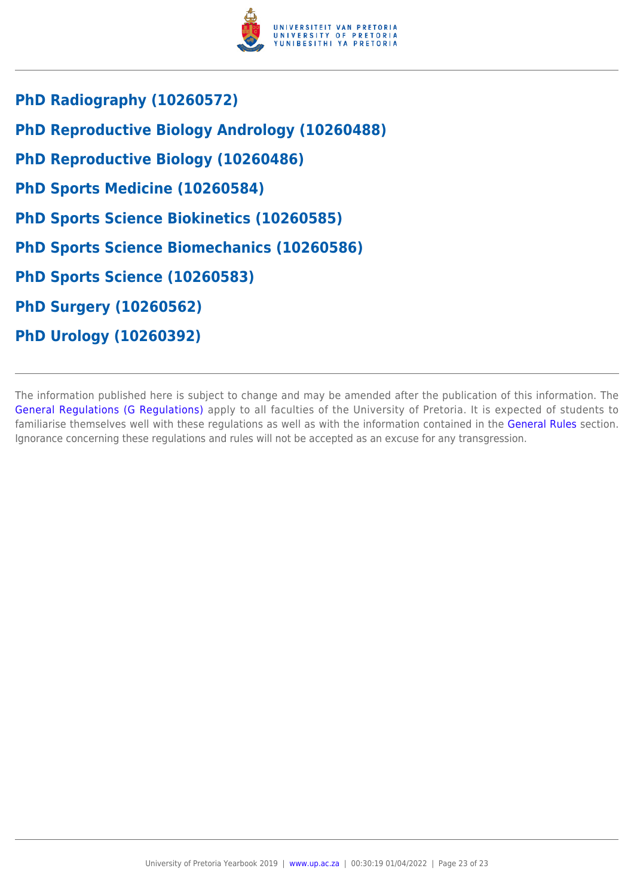## PhD Radiography (10260572)

## PhD Reproductive Biology Andrology (10260488)

## PhD Reproductive Biology (10260486)

## PhD Sports Medicine (10260584)

## PhD Sports Science Biokinetics (10260585)

## PhD Sports Science Biomechanics (10260586)

## PhD Sports Science (10260583)

## PhD Surgery (10260562)

## PhD Urology (10260392)

---

The information published here is subject to change and may be amended after the publication of this information. The General Regulations (G Regulations) apply to all faculties of the University of Pretoria. It is expected of students to familiarise themselves well with these regulations as well as with the information contained in the General Rules section. Ignorance concerning these regulations and rules will not be accepted as an excuse for any transgression.